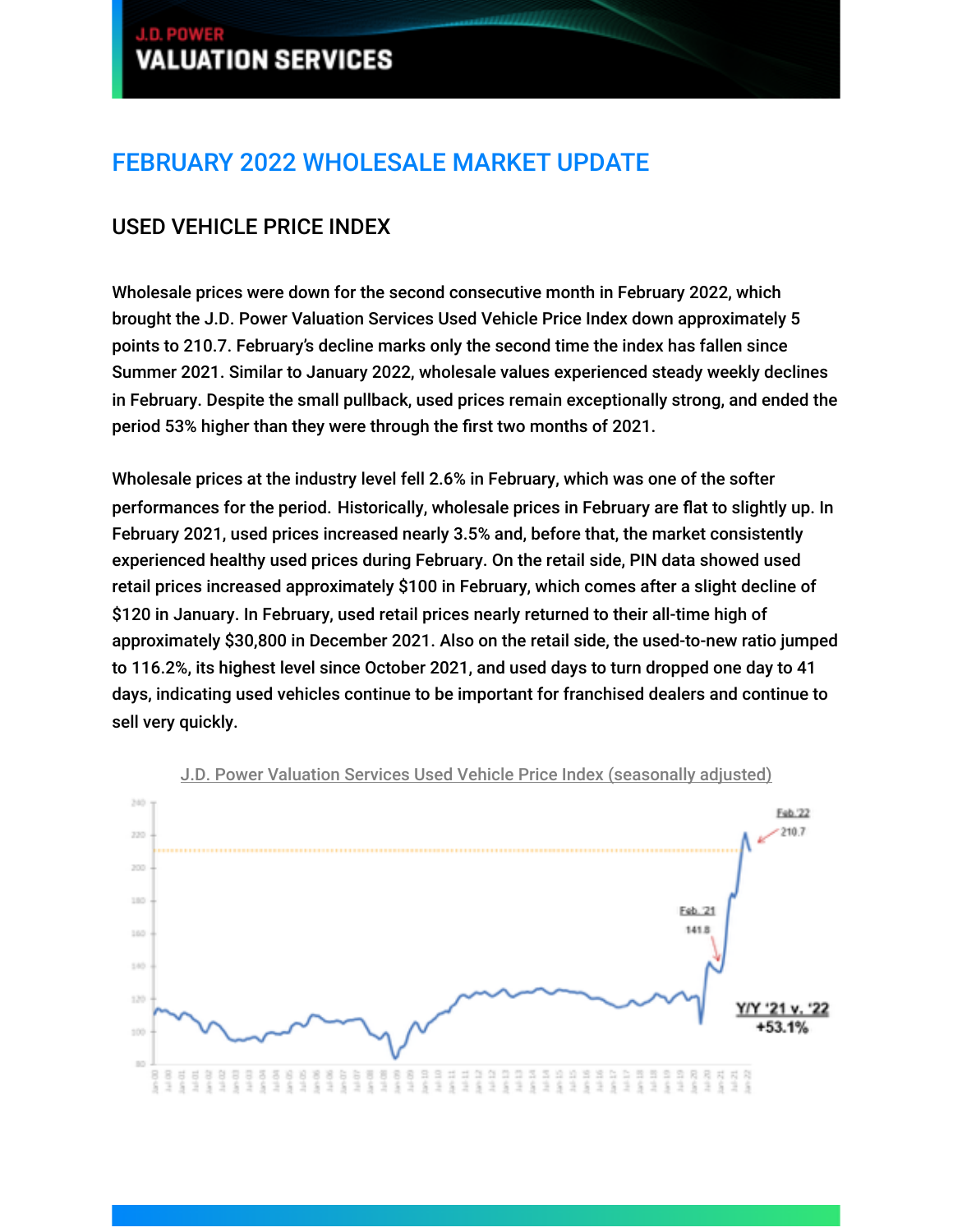J.D. POWER
VALUATION SERVICES

# FEBRUARY 2022 WHOLESALE MARKET UPDATE

## USED VEHICLE PRICE INDEX

Wholesale prices were down for the second consecutive month in February 2022, which brought the J.D. Power Valuation Services Used Vehicle Price Index down approximately 5 points to 210.7. February's decline marks only the second time the index has fallen since Summer 2021. Similar to January 2022, wholesale values experienced steady weekly declines in February. Despite the small pullback, used prices remain exceptionally strong, and ended the period 53% higher than they were through the first two months of 2021.

Wholesale prices at the industry level fell 2.6% in February, which was one of the softer performances for the period. Historically, wholesale prices in February are flat to slightly up. In February 2021, used prices increased nearly 3.5% and, before that, the market consistently experienced healthy used prices during February. On the retail side, PIN data showed used retail prices increased approximately $100 in February, which comes after a slight decline of $120 in January. In February, used retail prices nearly returned to their all-time high of approximately $30,800 in December 2021. Also on the retail side, the used-to-new ratio jumped to 116.2%, its highest level since October 2021, and used days to turn dropped one day to 41 days, indicating used vehicles continue to be important for franchised dealers and continue to sell very quickly.

J.D. Power Valuation Services Used Vehicle Price Index (seasonally adjusted)

Feb '22: 210.7
Feb '21: 141.8
Y/Y '21 v. '22: +53.1%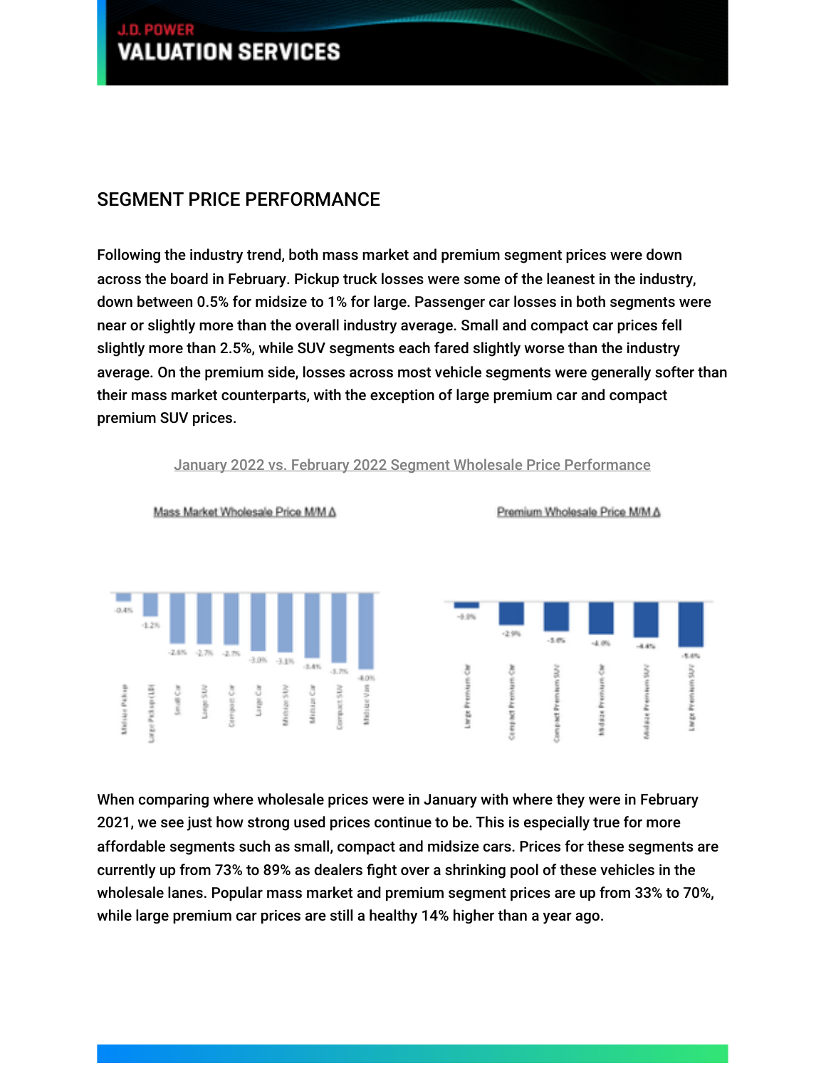## SEGMENT PRICE PERFORMANCE

Following the industry trend, both mass market and premium segment prices were down across the board in February. Pickup truck losses were some of the leanest in the industry, down between 0.5% for midsize to 1% for large. Passenger car losses in both segments were near or slightly more than the overall industry average. Small and compact car prices fell slightly more than 2.5%, while SUV segments each fared slightly worse than the industry average. On the premium side, losses across most vehicle segments were generally softer than their mass market counterparts, with the exception of large premium car and compact premium SUV prices.

January 2022 vs. February 2022 Segment Wholesale Price Performance

Mass Market Wholesale Price M/M Δ

| Segment | M/M Δ |
| --- | --- |
| Midsize Pickup | -0.4% |
| Large Pickup (LD) | -1.2% |
| Small Car | -2.6% |
| Large SUV | -2.7% |
| Compact Car | -2.7% |
| Large Car | -3.0% |
| Midsize SUV | -3.1% |
| Midsize Car | -3.4% |
| Compact SUV | -3.7% |
| Midsize Van | -4.0% |

Premium Wholesale Price M/M Δ

| Segment | M/M Δ |
| --- | --- |
| Large Premium Car | -1.0% |
| Compact Premium Car | -2.9% |
| Compact Premium SUV | -3.6% |
| Midsize Premium Car | -4.0% |
| Midsize Premium SUV | -4.4% |
| Large Premium SUV | -5.4% |

When comparing where wholesale prices were in January with where they were in February 2021, we see just how strong used prices continue to be. This is especially true for more affordable segments such as small, compact and midsize cars. Prices for these segments are currently up from 73% to 89% as dealers fight over a shrinking pool of these vehicles in the wholesale lanes. Popular mass market and premium segment prices are up from 33% to 70%, while large premium car prices are still a healthy 14% higher than a year ago.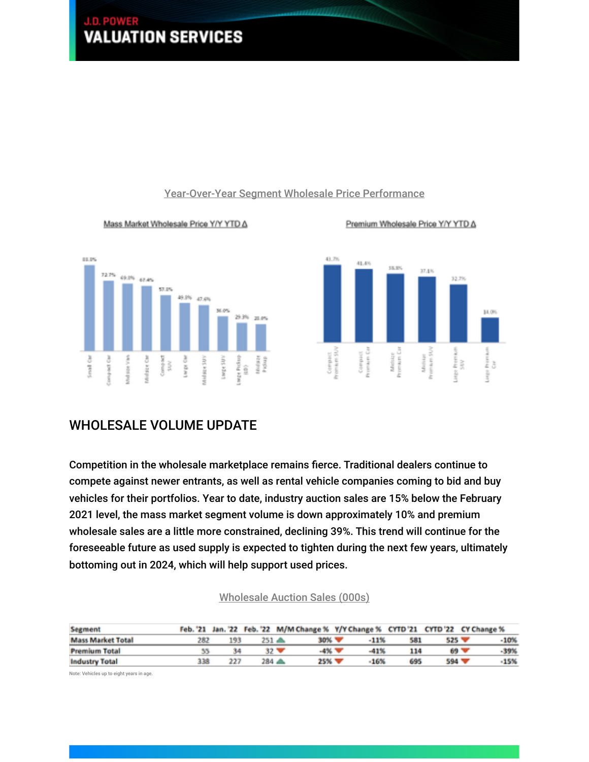Year-Over-Year Segment Wholesale Price Performance

Mass Market Wholesale Price Y/Y YTD Δ

| Segment | Y/Y YTD Δ |
|---|---|
| Small Car | 83.0% |
| Compact Car | 72.7% |
| Midsize Van | 69.0% |
| Midsize Car | 67.4% |
| Compact SUV | 57.0% |
| Large Car | 49.8% |
| Midsize SUV | 47.6% |
| Large SUV | 36.0% |
| Large Pickup (HD) | 29.3% |
| Midsize Pickup | 28.0% |

Premium Wholesale Price Y/Y YTD Δ

| Segment | Y/Y YTD Δ |
|---|---|
| Compact Premium SUV | 43.7% |
| Compact Premium Car | 41.4% |
| Midsize Premium Car | 38.8% |
| Midsize Premium SUV | 37.1% |
| Large Premium SUV | 32.7% |
| Large Premium Car | 14.0% |

## WHOLESALE VOLUME UPDATE

Competition in the wholesale marketplace remains fierce. Traditional dealers continue to compete against newer entrants, as well as rental vehicle companies coming to bid and buy vehicles for their portfolios. Year to date, industry auction sales are 15% below the February 2021 level, the mass market segment volume is down approximately 10% and premium wholesale sales are a little more constrained, declining 39%. This trend will continue for the foreseeable future as used supply is expected to tighten during the next few years, ultimately bottoming out in 2024, which will help support used prices.

Wholesale Auction Sales (000s)

| Segment | Feb. '21 | Jan. '22 | Feb. '22 | M/M Change % | Y/Y Change % | CYTD '21 | CYTD '22 | CY Change % |
|---|---|---|---|---|---|---|---|---|
| Mass Market Total | 282 | 193 | 251 ▲ | 30% ▼ | -11% | 581 | 525 ▼ | -10% |
| Premium Total | 55 | 34 | 32 ▼ | -4% ▼ | -41% | 114 | 69 ▼ | -39% |
| Industry Total | 338 | 227 | 284 ▲ | 25% ▼ | -16% | 695 | 594 ▼ | -15% |

Note: Vehicles up to eight years in age.